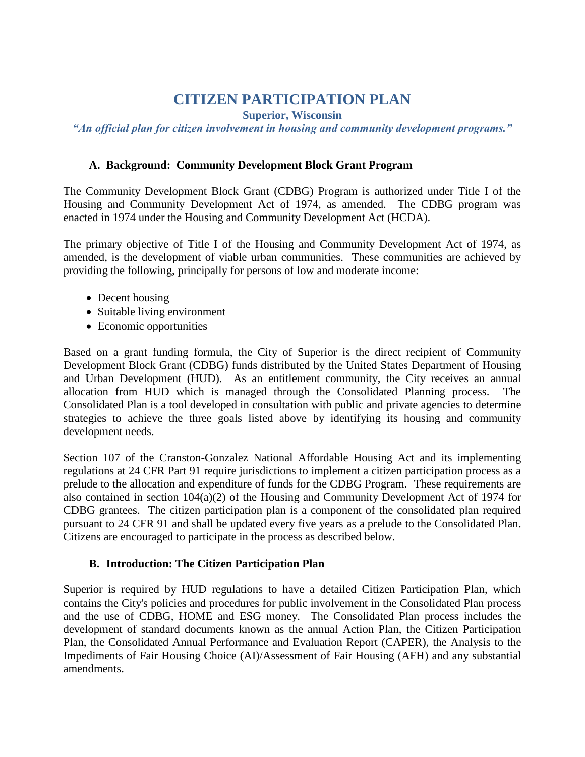# CITIZEN PARTICIPATION PLAN

**Superior, Wisconsin**

***"An official plan for citizen involvement in housing and community development programs."***

## A. Background: Community Development Block Grant Program

The Community Development Block Grant (CDBG) Program is authorized under Title I of the Housing and Community Development Act of 1974, as amended. The CDBG program was enacted in 1974 under the Housing and Community Development Act (HCDA).

The primary objective of Title I of the Housing and Community Development Act of 1974, as amended, is the development of viable urban communities. These communities are achieved by providing the following, principally for persons of low and moderate income:

- Decent housing
- Suitable living environment
- Economic opportunities

Based on a grant funding formula, the City of Superior is the direct recipient of Community Development Block Grant (CDBG) funds distributed by the United States Department of Housing and Urban Development (HUD). As an entitlement community, the City receives an annual allocation from HUD which is managed through the Consolidated Planning process. The Consolidated Plan is a tool developed in consultation with public and private agencies to determine strategies to achieve the three goals listed above by identifying its housing and community development needs.

Section 107 of the Cranston-Gonzalez National Affordable Housing Act and its implementing regulations at 24 CFR Part 91 require jurisdictions to implement a citizen participation process as a prelude to the allocation and expenditure of funds for the CDBG Program. These requirements are also contained in section 104(a)(2) of the Housing and Community Development Act of 1974 for CDBG grantees. The citizen participation plan is a component of the consolidated plan required pursuant to 24 CFR 91 and shall be updated every five years as a prelude to the Consolidated Plan. Citizens are encouraged to participate in the process as described below.

## B. Introduction: The Citizen Participation Plan

Superior is required by HUD regulations to have a detailed Citizen Participation Plan, which contains the City's policies and procedures for public involvement in the Consolidated Plan process and the use of CDBG, HOME and ESG money. The Consolidated Plan process includes the development of standard documents known as the annual Action Plan, the Citizen Participation Plan, the Consolidated Annual Performance and Evaluation Report (CAPER), the Analysis to the Impediments of Fair Housing Choice (AI)/Assessment of Fair Housing (AFH) and any substantial amendments.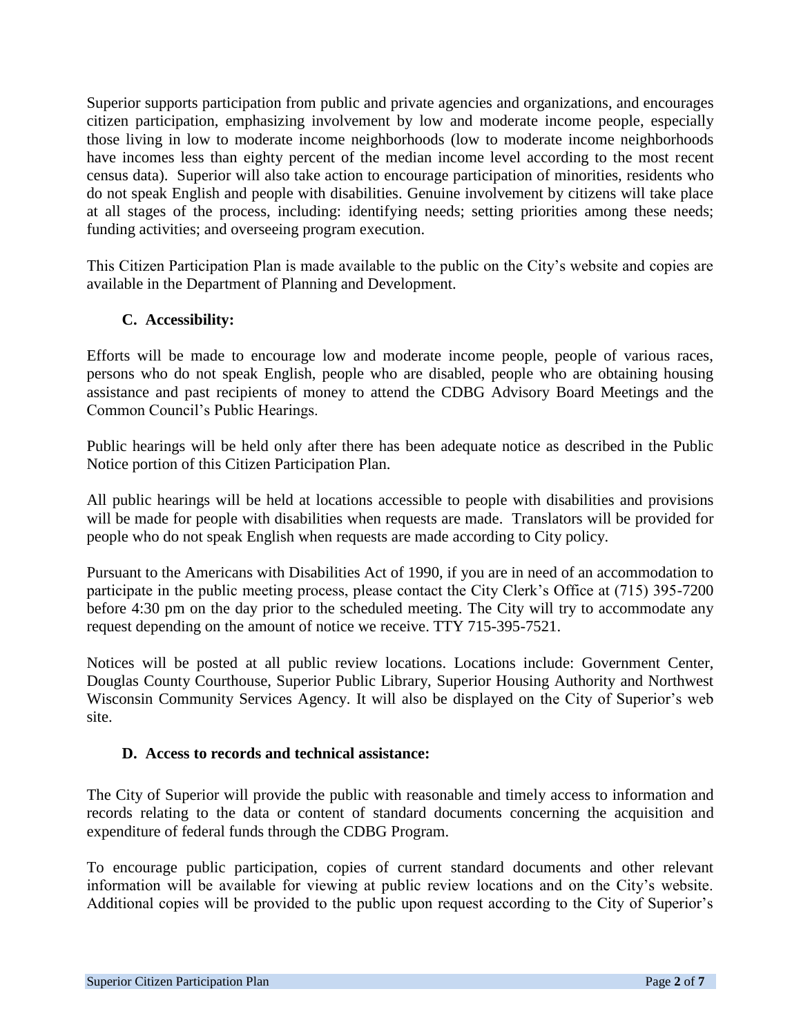Superior supports participation from public and private agencies and organizations, and encourages citizen participation, emphasizing involvement by low and moderate income people, especially those living in low to moderate income neighborhoods (low to moderate income neighborhoods have incomes less than eighty percent of the median income level according to the most recent census data). Superior will also take action to encourage participation of minorities, residents who do not speak English and people with disabilities. Genuine involvement by citizens will take place at all stages of the process, including: identifying needs; setting priorities among these needs; funding activities; and overseeing program execution.

This Citizen Participation Plan is made available to the public on the City's website and copies are available in the Department of Planning and Development.

### C. Accessibility:

Efforts will be made to encourage low and moderate income people, people of various races, persons who do not speak English, people who are disabled, people who are obtaining housing assistance and past recipients of money to attend the CDBG Advisory Board Meetings and the Common Council's Public Hearings.

Public hearings will be held only after there has been adequate notice as described in the Public Notice portion of this Citizen Participation Plan.

All public hearings will be held at locations accessible to people with disabilities and provisions will be made for people with disabilities when requests are made. Translators will be provided for people who do not speak English when requests are made according to City policy.

Pursuant to the Americans with Disabilities Act of 1990, if you are in need of an accommodation to participate in the public meeting process, please contact the City Clerk's Office at (715) 395-7200 before 4:30 pm on the day prior to the scheduled meeting. The City will try to accommodate any request depending on the amount of notice we receive. TTY 715-395-7521.

Notices will be posted at all public review locations. Locations include: Government Center, Douglas County Courthouse, Superior Public Library, Superior Housing Authority and Northwest Wisconsin Community Services Agency. It will also be displayed on the City of Superior's web site.

### D. Access to records and technical assistance:

The City of Superior will provide the public with reasonable and timely access to information and records relating to the data or content of standard documents concerning the acquisition and expenditure of federal funds through the CDBG Program.

To encourage public participation, copies of current standard documents and other relevant information will be available for viewing at public review locations and on the City's website. Additional copies will be provided to the public upon request according to the City of Superior's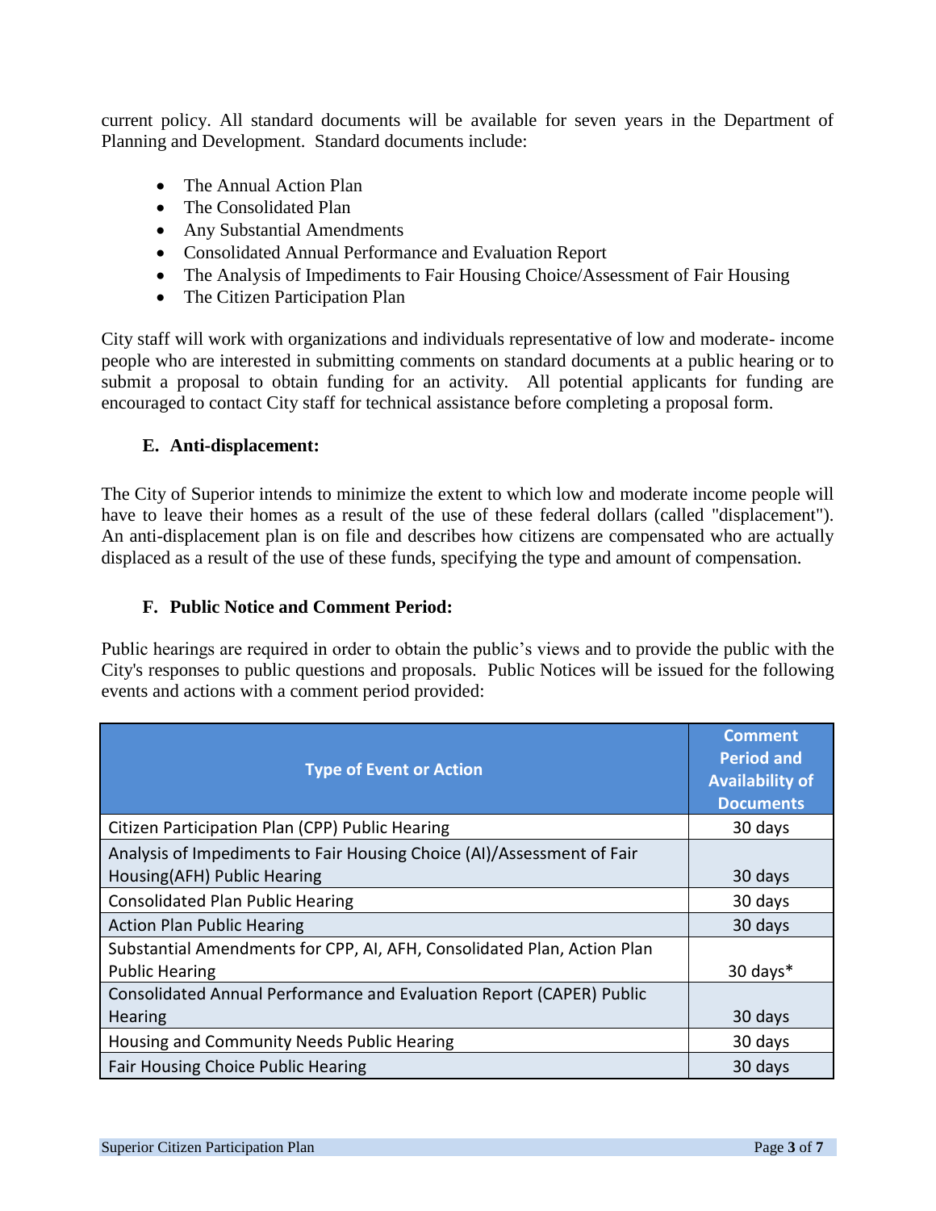current policy. All standard documents will be available for seven years in the Department of Planning and Development. Standard documents include:

- The Annual Action Plan
- The Consolidated Plan
- Any Substantial Amendments
- Consolidated Annual Performance and Evaluation Report
- The Analysis of Impediments to Fair Housing Choice/Assessment of Fair Housing
- The Citizen Participation Plan

City staff will work with organizations and individuals representative of low and moderate- income people who are interested in submitting comments on standard documents at a public hearing or to submit a proposal to obtain funding for an activity. All potential applicants for funding are encouraged to contact City staff for technical assistance before completing a proposal form.

### E. Anti-displacement:

The City of Superior intends to minimize the extent to which low and moderate income people will have to leave their homes as a result of the use of these federal dollars (called "displacement"). An anti-displacement plan is on file and describes how citizens are compensated who are actually displaced as a result of the use of these funds, specifying the type and amount of compensation.

### F. Public Notice and Comment Period:

Public hearings are required in order to obtain the public's views and to provide the public with the City's responses to public questions and proposals. Public Notices will be issued for the following events and actions with a comment period provided:

| Type of Event or Action | Comment Period and Availability of Documents |
|---|---|
| Citizen Participation Plan (CPP) Public Hearing | 30 days |
| Analysis of Impediments to Fair Housing Choice (AI)/Assessment of Fair Housing(AFH) Public Hearing | 30 days |
| Consolidated Plan Public Hearing | 30 days |
| Action Plan Public Hearing | 30 days |
| Substantial Amendments for CPP, AI, AFH, Consolidated Plan, Action Plan Public Hearing | 30 days* |
| Consolidated Annual Performance and Evaluation Report (CAPER) Public Hearing | 30 days |
| Housing and Community Needs Public Hearing | 30 days |
| Fair Housing Choice Public Hearing | 30 days |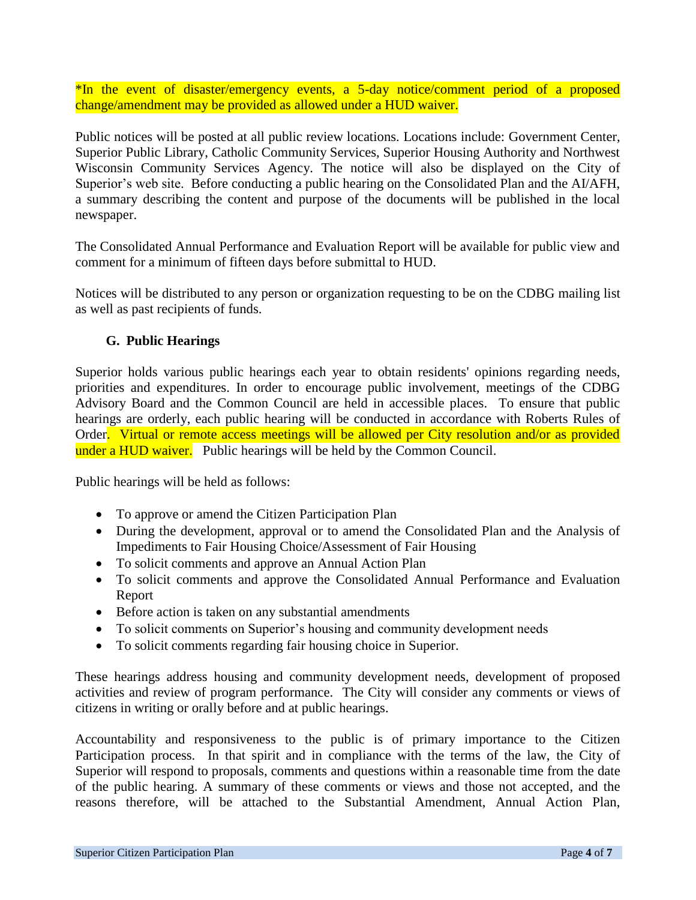*In the event of disaster/emergency events, a 5-day notice/comment period of a proposed change/amendment may be provided as allowed under a HUD waiver.

Public notices will be posted at all public review locations. Locations include: Government Center, Superior Public Library, Catholic Community Services, Superior Housing Authority and Northwest Wisconsin Community Services Agency. The notice will also be displayed on the City of Superior's web site. Before conducting a public hearing on the Consolidated Plan and the AI/AFH, a summary describing the content and purpose of the documents will be published in the local newspaper.

The Consolidated Annual Performance and Evaluation Report will be available for public view and comment for a minimum of fifteen days before submittal to HUD.

Notices will be distributed to any person or organization requesting to be on the CDBG mailing list as well as past recipients of funds.

### G. Public Hearings

Superior holds various public hearings each year to obtain residents' opinions regarding needs, priorities and expenditures. In order to encourage public involvement, meetings of the CDBG Advisory Board and the Common Council are held in accessible places. To ensure that public hearings are orderly, each public hearing will be conducted in accordance with Roberts Rules of Order. Virtual or remote access meetings will be allowed per City resolution and/or as provided under a HUD waiver. Public hearings will be held by the Common Council.

Public hearings will be held as follows:

- To approve or amend the Citizen Participation Plan
- During the development, approval or to amend the Consolidated Plan and the Analysis of Impediments to Fair Housing Choice/Assessment of Fair Housing
- To solicit comments and approve an Annual Action Plan
- To solicit comments and approve the Consolidated Annual Performance and Evaluation Report
- Before action is taken on any substantial amendments
- To solicit comments on Superior's housing and community development needs
- To solicit comments regarding fair housing choice in Superior.

These hearings address housing and community development needs, development of proposed activities and review of program performance. The City will consider any comments or views of citizens in writing or orally before and at public hearings.

Accountability and responsiveness to the public is of primary importance to the Citizen Participation process. In that spirit and in compliance with the terms of the law, the City of Superior will respond to proposals, comments and questions within a reasonable time from the date of the public hearing. A summary of these comments or views and those not accepted, and the reasons therefore, will be attached to the Substantial Amendment, Annual Action Plan,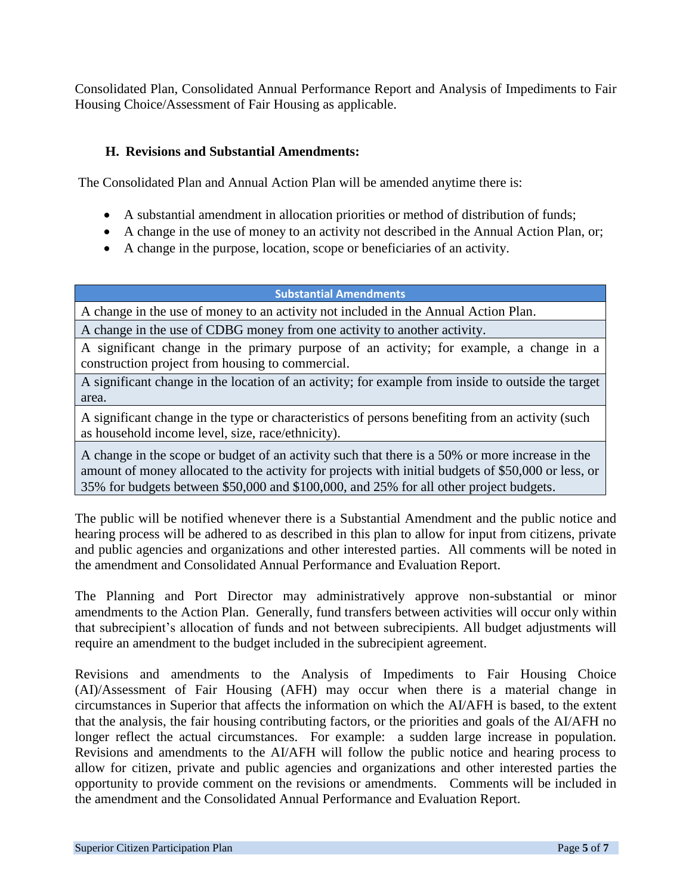Consolidated Plan, Consolidated Annual Performance Report and Analysis of Impediments to Fair Housing Choice/Assessment of Fair Housing as applicable.

### H. Revisions and Substantial Amendments:

The Consolidated Plan and Annual Action Plan will be amended anytime there is:

- A substantial amendment in allocation priorities or method of distribution of funds;
- A change in the use of money to an activity not described in the Annual Action Plan, or;
- A change in the purpose, location, scope or beneficiaries of an activity.

| Substantial Amendments |
| --- |
| A change in the use of money to an activity not included in the Annual Action Plan. |
| A change in the use of CDBG money from one activity to another activity. |
| A significant change in the primary purpose of an activity; for example, a change in a construction project from housing to commercial. |
| A significant change in the location of an activity; for example from inside to outside the target area. |
| A significant change in the type or characteristics of persons benefiting from an activity (such as household income level, size, race/ethnicity). |
| A change in the scope or budget of an activity such that there is a 50% or more increase in the amount of money allocated to the activity for projects with initial budgets of $50,000 or less, or 35% for budgets between $50,000 and $100,000, and 25% for all other project budgets. |

The public will be notified whenever there is a Substantial Amendment and the public notice and hearing process will be adhered to as described in this plan to allow for input from citizens, private and public agencies and organizations and other interested parties. All comments will be noted in the amendment and Consolidated Annual Performance and Evaluation Report.

The Planning and Port Director may administratively approve non-substantial or minor amendments to the Action Plan. Generally, fund transfers between activities will occur only within that subrecipient's allocation of funds and not between subrecipients. All budget adjustments will require an amendment to the budget included in the subrecipient agreement.

Revisions and amendments to the Analysis of Impediments to Fair Housing Choice (AI)/Assessment of Fair Housing (AFH) may occur when there is a material change in circumstances in Superior that affects the information on which the AI/AFH is based, to the extent that the analysis, the fair housing contributing factors, or the priorities and goals of the AI/AFH no longer reflect the actual circumstances. For example: a sudden large increase in population. Revisions and amendments to the AI/AFH will follow the public notice and hearing process to allow for citizen, private and public agencies and organizations and other interested parties the opportunity to provide comment on the revisions or amendments. Comments will be included in the amendment and the Consolidated Annual Performance and Evaluation Report.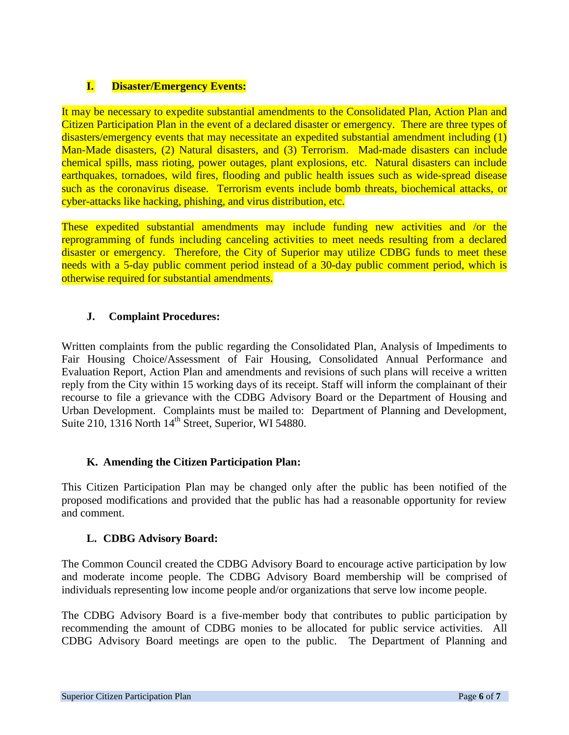### I. Disaster/Emergency Events:

It may be necessary to expedite substantial amendments to the Consolidated Plan, Action Plan and Citizen Participation Plan in the event of a declared disaster or emergency. There are three types of disasters/emergency events that may necessitate an expedited substantial amendment including (1) Man-Made disasters, (2) Natural disasters, and (3) Terrorism. Mad-made disasters can include chemical spills, mass rioting, power outages, plant explosions, etc. Natural disasters can include earthquakes, tornadoes, wild fires, flooding and public health issues such as wide-spread disease such as the coronavirus disease. Terrorism events include bomb threats, biochemical attacks, or cyber-attacks like hacking, phishing, and virus distribution, etc.

These expedited substantial amendments may include funding new activities and /or the reprogramming of funds including canceling activities to meet needs resulting from a declared disaster or emergency. Therefore, the City of Superior may utilize CDBG funds to meet these needs with a 5-day public comment period instead of a 30-day public comment period, which is otherwise required for substantial amendments.

### J. Complaint Procedures:

Written complaints from the public regarding the Consolidated Plan, Analysis of Impediments to Fair Housing Choice/Assessment of Fair Housing, Consolidated Annual Performance and Evaluation Report, Action Plan and amendments and revisions of such plans will receive a written reply from the City within 15 working days of its receipt. Staff will inform the complainant of their recourse to file a grievance with the CDBG Advisory Board or the Department of Housing and Urban Development. Complaints must be mailed to: Department of Planning and Development, Suite 210, 1316 North 14th Street, Superior, WI 54880.

### K. Amending the Citizen Participation Plan:

This Citizen Participation Plan may be changed only after the public has been notified of the proposed modifications and provided that the public has had a reasonable opportunity for review and comment.

### L. CDBG Advisory Board:

The Common Council created the CDBG Advisory Board to encourage active participation by low and moderate income people. The CDBG Advisory Board membership will be comprised of individuals representing low income people and/or organizations that serve low income people.

The CDBG Advisory Board is a five-member body that contributes to public participation by recommending the amount of CDBG monies to be allocated for public service activities. All CDBG Advisory Board meetings are open to the public. The Department of Planning and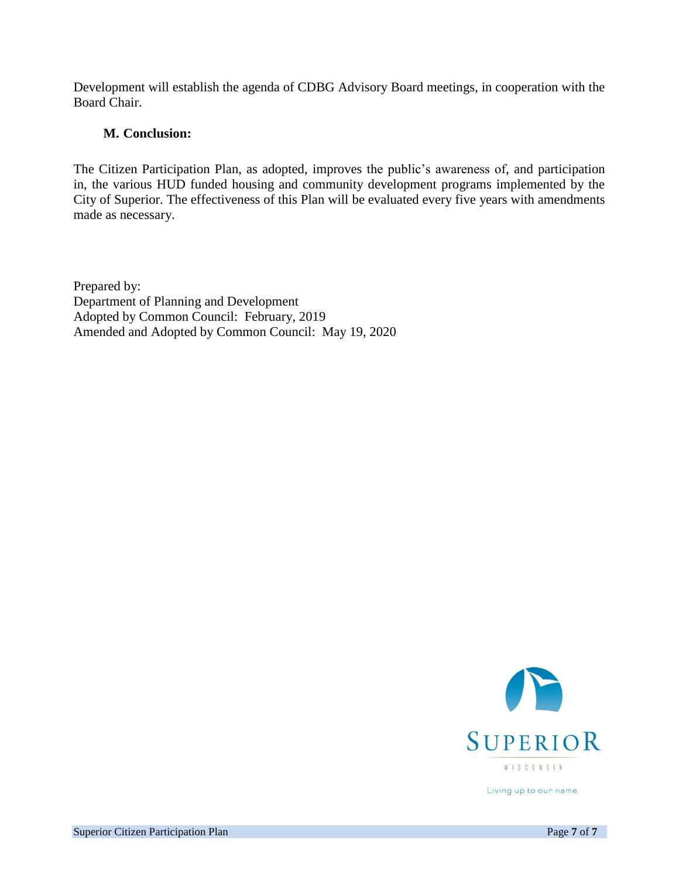Development will establish the agenda of CDBG Advisory Board meetings, in cooperation with the Board Chair.

### M. Conclusion:

The Citizen Participation Plan, as adopted, improves the public's awareness of, and participation in, the various HUD funded housing and community development programs implemented by the City of Superior. The effectiveness of this Plan will be evaluated every five years with amendments made as necessary.

Prepared by:
Department of Planning and Development
Adopted by Common Council: February, 2019
Amended and Adopted by Common Council: May 19, 2020

SUPERIOR
WISCONSIN
Living up to our name.